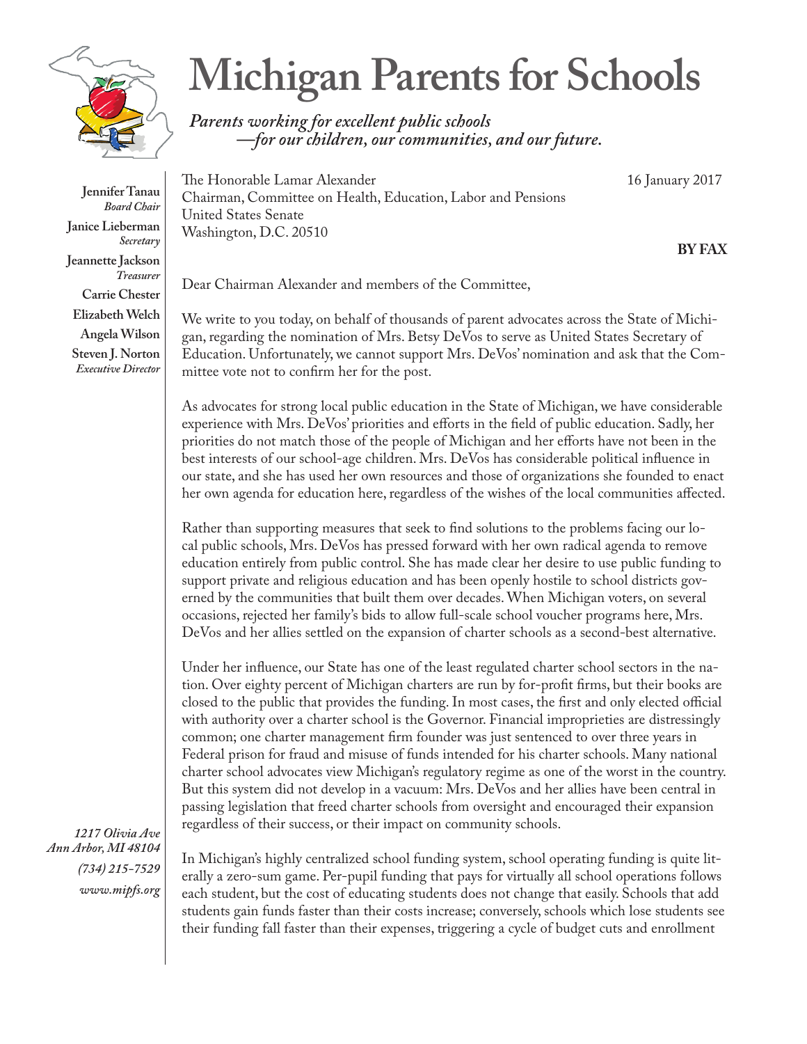# Michigan Parents for Schools

*Parents working for excellent public schools —for our children, our communities, and our future.*

**Jennifer Tanau**
*Board Chair*
**Janice Lieberman**
*Secretary*
**Jeannette Jackson**
*Treasurer*
**Carrie Chester**
**Elizabeth Welch**
**Angela Wilson**
**Steven J. Norton**
*Executive Director*

*1217 Olivia Ave*
*Ann Arbor, MI 48104*
*(734) 215-7529*
*www.mipfs.org*

The Honorable Lamar Alexander
Chairman, Committee on Health, Education, Labor and Pensions
United States Senate
Washington, D.C. 20510

16 January 2017

**BY FAX**

Dear Chairman Alexander and members of the Committee,

We write to you today, on behalf of thousands of parent advocates across the State of Michigan, regarding the nomination of Mrs. Betsy DeVos to serve as United States Secretary of Education. Unfortunately, we cannot support Mrs. DeVos' nomination and ask that the Committee vote not to confirm her for the post.

As advocates for strong local public education in the State of Michigan, we have considerable experience with Mrs. DeVos' priorities and efforts in the field of public education. Sadly, her priorities do not match those of the people of Michigan and her efforts have not been in the best interests of our school-age children. Mrs. DeVos has considerable political influence in our state, and she has used her own resources and those of organizations she founded to enact her own agenda for education here, regardless of the wishes of the local communities affected.

Rather than supporting measures that seek to find solutions to the problems facing our local public schools, Mrs. DeVos has pressed forward with her own radical agenda to remove education entirely from public control. She has made clear her desire to use public funding to support private and religious education and has been openly hostile to school districts governed by the communities that built them over decades. When Michigan voters, on several occasions, rejected her family's bids to allow full-scale school voucher programs here, Mrs. DeVos and her allies settled on the expansion of charter schools as a second-best alternative.

Under her influence, our State has one of the least regulated charter school sectors in the nation. Over eighty percent of Michigan charters are run by for-profit firms, but their books are closed to the public that provides the funding. In most cases, the first and only elected official with authority over a charter school is the Governor. Financial improprieties are distressingly common; one charter management firm founder was just sentenced to over three years in Federal prison for fraud and misuse of funds intended for his charter schools. Many national charter school advocates view Michigan's regulatory regime as one of the worst in the country. But this system did not develop in a vacuum: Mrs. DeVos and her allies have been central in passing legislation that freed charter schools from oversight and encouraged their expansion regardless of their success, or their impact on community schools.

In Michigan's highly centralized school funding system, school operating funding is quite literally a zero-sum game. Per-pupil funding that pays for virtually all school operations follows each student, but the cost of educating students does not change that easily. Schools that add students gain funds faster than their costs increase; conversely, schools which lose students see their funding fall faster than their expenses, triggering a cycle of budget cuts and enrollment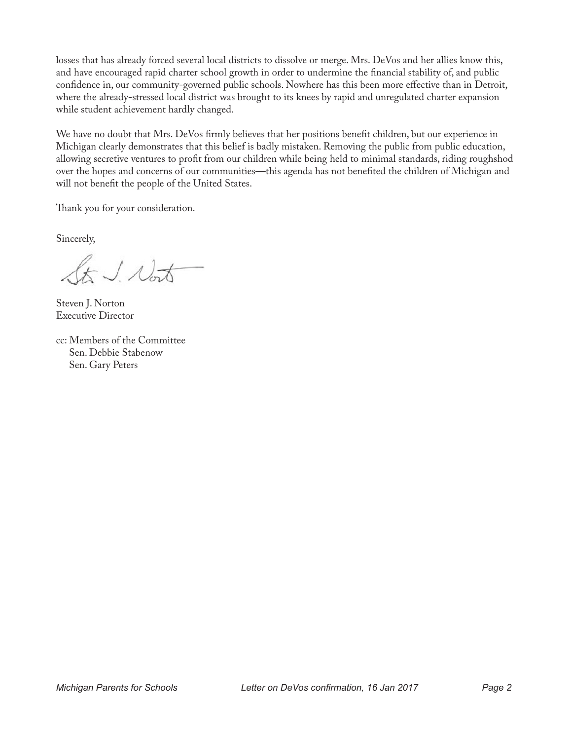losses that has already forced several local districts to dissolve or merge. Mrs. DeVos and her allies know this, and have encouraged rapid charter school growth in order to undermine the financial stability of, and public confidence in, our community-governed public schools. Nowhere has this been more effective than in Detroit, where the already-stressed local district was brought to its knees by rapid and unregulated charter expansion while student achievement hardly changed.

We have no doubt that Mrs. DeVos firmly believes that her positions benefit children, but our experience in Michigan clearly demonstrates that this belief is badly mistaken. Removing the public from public education, allowing secretive ventures to profit from our children while being held to minimal standards, riding roughshod over the hopes and concerns of our communities—this agenda has not benefited the children of Michigan and will not benefit the people of the United States.

Thank you for your consideration.

Sincerely,

Steven J. Norton
Executive Director

cc: Members of the Committee
Sen. Debbie Stabenow
Sen. Gary Peters